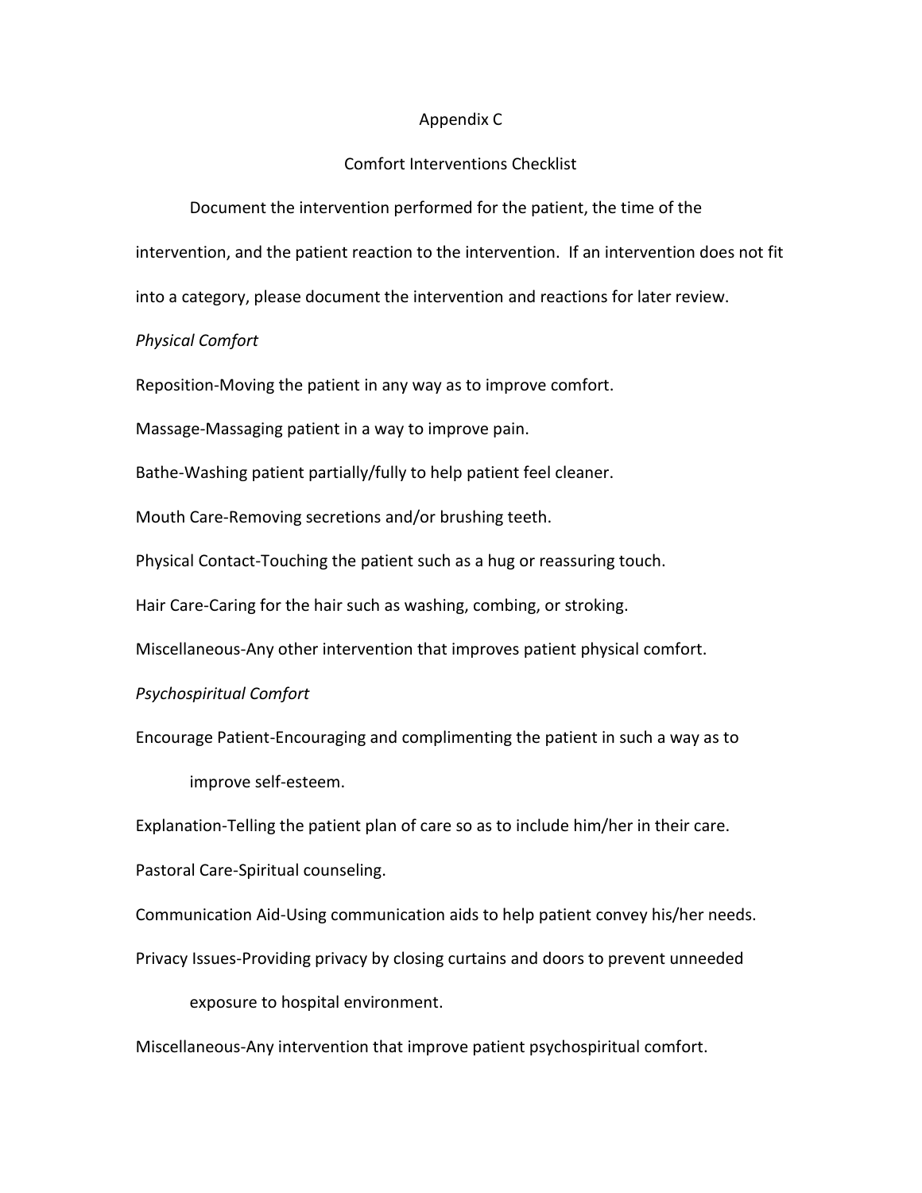# Appendix C

## Comfort Interventions Checklist

Document the intervention performed for the patient, the time of the intervention, and the patient reaction to the intervention. If an intervention does not fit into a category, please document the intervention and reactions for later review.

*Physical Comfort*

Reposition-Moving the patient in any way as to improve comfort.

Massage-Massaging patient in a way to improve pain.

Bathe-Washing patient partially/fully to help patient feel cleaner.

Mouth Care-Removing secretions and/or brushing teeth.

Physical Contact-Touching the patient such as a hug or reassuring touch.

Hair Care-Caring for the hair such as washing, combing, or stroking.

Miscellaneous-Any other intervention that improves patient physical comfort.

*Psychospiritual Comfort*

Encourage Patient-Encouraging and complimenting the patient in such a way as to improve self-esteem.

Explanation-Telling the patient plan of care so as to include him/her in their care.

Pastoral Care-Spiritual counseling.

Communication Aid-Using communication aids to help patient convey his/her needs.

Privacy Issues-Providing privacy by closing curtains and doors to prevent unneeded exposure to hospital environment.

Miscellaneous-Any intervention that improve patient psychospiritual comfort.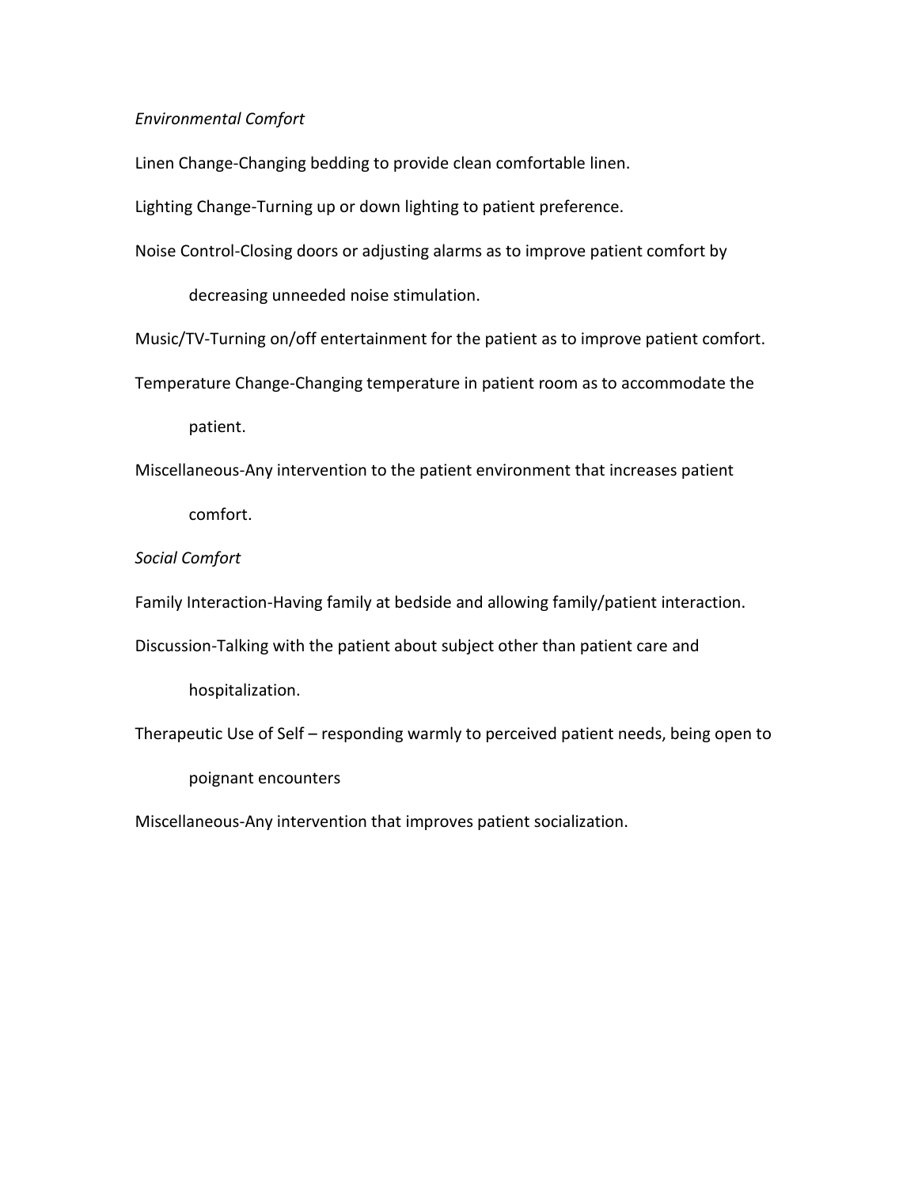*Environmental Comfort*

Linen Change-Changing bedding to provide clean comfortable linen.

Lighting Change-Turning up or down lighting to patient preference.

Noise Control-Closing doors or adjusting alarms as to improve patient comfort by decreasing unneeded noise stimulation.

Music/TV-Turning on/off entertainment for the patient as to improve patient comfort.

Temperature Change-Changing temperature in patient room as to accommodate the patient.

Miscellaneous-Any intervention to the patient environment that increases patient comfort.

*Social Comfort*

Family Interaction-Having family at bedside and allowing family/patient interaction.

Discussion-Talking with the patient about subject other than patient care and hospitalization.

Therapeutic Use of Self – responding warmly to perceived patient needs, being open to poignant encounters

Miscellaneous-Any intervention that improves patient socialization.